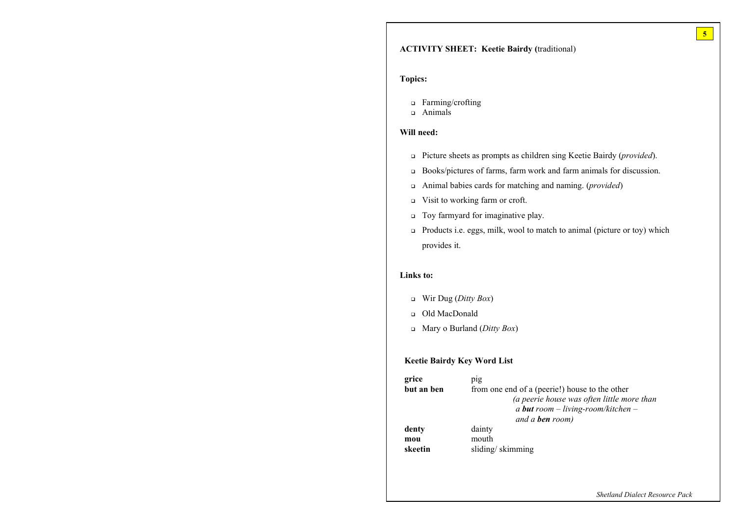**ACTIVITY SHEET: Keetie Bairdy (**traditional)

**Topics:**

- Farming/crofting
- Animals

**Will need:**

- Picture sheets as prompts as children sing Keetie Bairdy (*provided*).
- Books/pictures of farms, farm work and farm animals for discussion.
- Animal babies cards for matching and naming. (*provided*)
- Visit to working farm or croft.
- Toy farmyard for imaginative play.
- Products i.e. eggs, milk, wool to match to animal (picture or toy) which provides it.

**Links to:**

- Wir Dug (*Ditty Box*)
- Old MacDonald
- Mary o Burland (*Ditty Box*)

**Keetie Bairdy Key Word List**

| | |
|---|---|
| **grice** | pig |
| **but an ben** | from one end of a (peerie!) house to the other *(a peerie house was often little more than a* ***but*** *room – living-room/kitchen – and a* ***ben*** *room)* |
| **denty** | dainty |
| **mou** | mouth |
| **skeetin** | sliding/ skimming |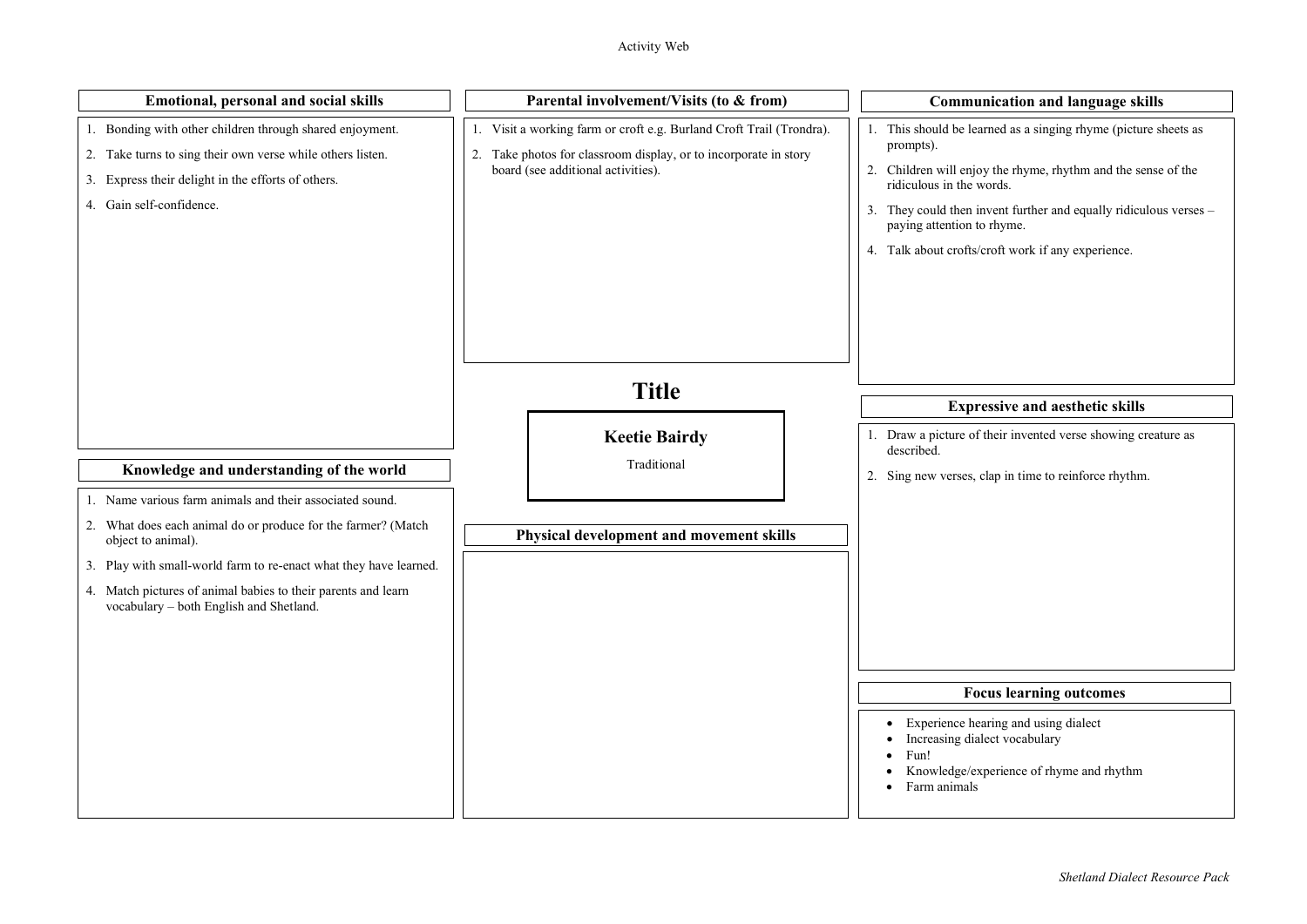Activity Web

## Title

### Keetie Bairdy

Traditional

### Emotional, personal and social skills

1. Bonding with other children through shared enjoyment.
2. Take turns to sing their own verse while others listen.
3. Express their delight in the efforts of others.
4. Gain self-confidence.

### Parental involvement/Visits (to & from)

1. Visit a working farm or croft e.g. Burland Croft Trail (Trondra).
2. Take photos for classroom display, or to incorporate in story board (see additional activities).

### Communication and language skills

1. This should be learned as a singing rhyme (picture sheets as prompts).
2. Children will enjoy the rhyme, rhythm and the sense of the ridiculous in the words.
3. They could then invent further and equally ridiculous verses – paying attention to rhyme.
4. Talk about crofts/croft work if any experience.

### Knowledge and understanding of the world

1. Name various farm animals and their associated sound.
2. What does each animal do or produce for the farmer? (Match object to animal).
3. Play with small-world farm to re-enact what they have learned.
4. Match pictures of animal babies to their parents and learn vocabulary – both English and Shetland.

### Physical development and movement skills

### Expressive and aesthetic skills

1. Draw a picture of their invented verse showing creature as described.
2. Sing new verses, clap in time to reinforce rhythm.

### Focus learning outcomes

- Experience hearing and using dialect
- Increasing dialect vocabulary
- Fun!
- Knowledge/experience of rhyme and rhythm
- Farm animals